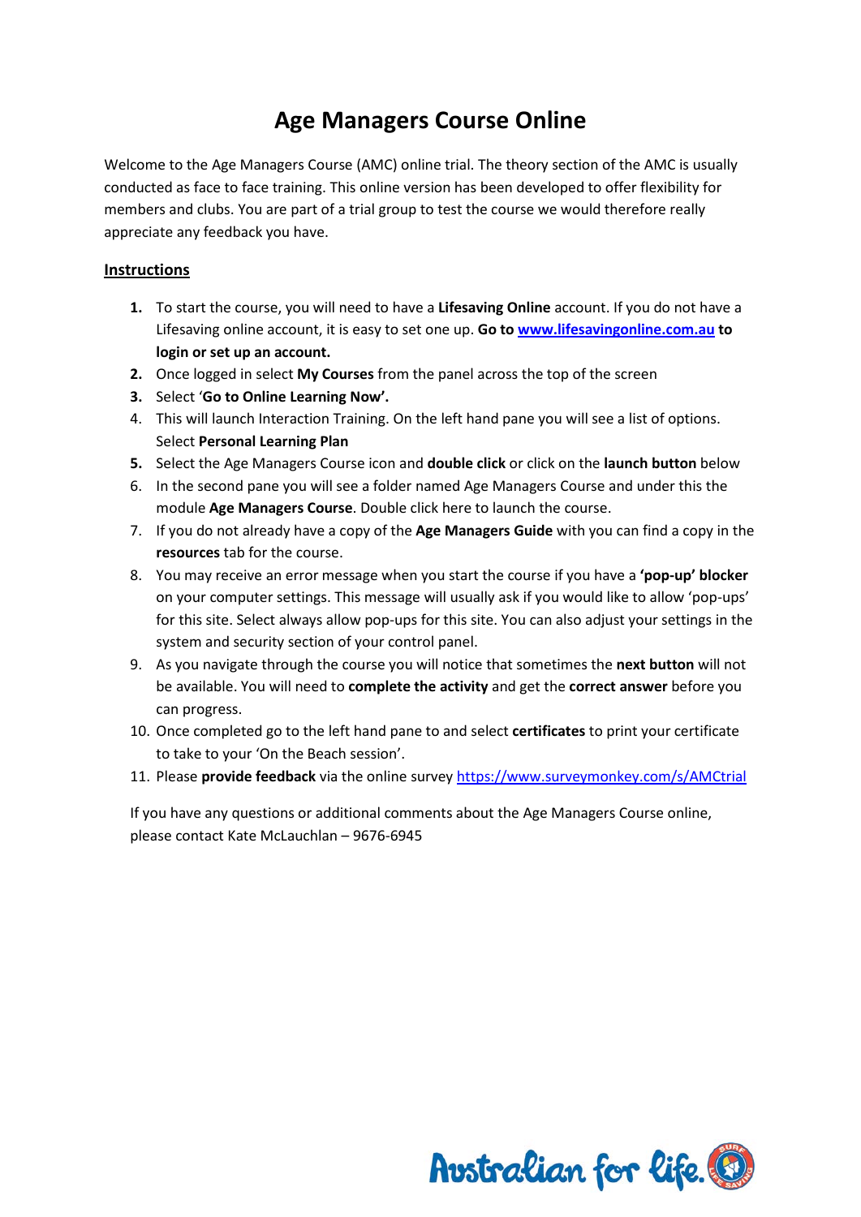# Age Managers Course Online

Welcome to the Age Managers Course (AMC) online trial. The theory section of the AMC is usually conducted as face to face training. This online version has been developed to offer flexibility for members and clubs. You are part of a trial group to test the course we would therefore really appreciate any feedback you have.

## Instructions

1. To start the course, you will need to have a **Lifesaving Online** account. If you do not have a Lifesaving online account, it is easy to set one up. **Go to [www.lifesavingonline.com.au](www.lifesavingonline.com.au) to login or set up an account.**
2. Once logged in select **My Courses** from the panel across the top of the screen
3. Select '**Go to Online Learning Now'.**
4. This will launch Interaction Training. On the left hand pane you will see a list of options. Select **Personal Learning Plan**
5. Select the Age Managers Course icon and **double click** or click on the **launch button** below
6. In the second pane you will see a folder named Age Managers Course and under this the module **Age Managers Course**. Double click here to launch the course.
7. If you do not already have a copy of the **Age Managers Guide** with you can find a copy in the **resources** tab for the course.
8. You may receive an error message when you start the course if you have a **'pop-up' blocker** on your computer settings. This message will usually ask if you would like to allow 'pop-ups' for this site. Select always allow pop-ups for this site. You can also adjust your settings in the system and security section of your control panel.
9. As you navigate through the course you will notice that sometimes the **next button** will not be available. You will need to **complete the activity** and get the **correct answer** before you can progress.
10. Once completed go to the left hand pane to and select **certificates** to print your certificate to take to your 'On the Beach session'.
11. Please **provide feedback** via the online survey [https://www.surveymonkey.com/s/AMCtrial](https://www.surveymonkey.com/s/AMCtrial)

If you have any questions or additional comments about the Age Managers Course online, please contact Kate McLauchlan – 9676-6945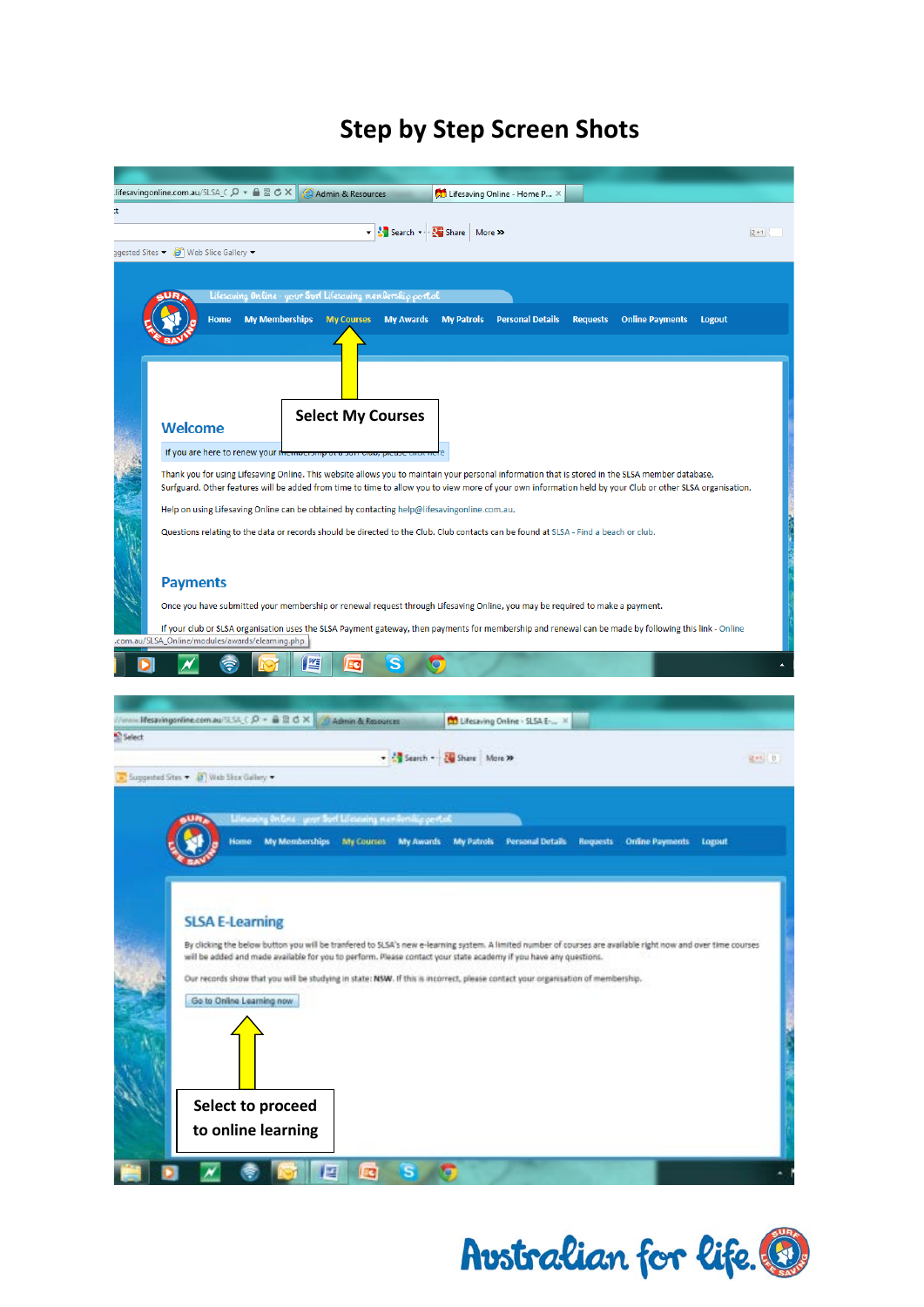# Step by Step Screen Shots

Lifesaving Online - your Surf Lifesaving membership portal

Home | My Memberships | My Courses | My Awards | My Patrols | Personal Details | Requests | Online Payments | Logout

**Select My Courses**

## Welcome

If you are here to renew your membership at a surf club, please click here

Thank you for using Lifesaving Online. This website allows you to maintain your personal information that is stored in the SLSA member database, Surfguard. Other features will be added from time to time to allow you to view more of your own information held by your Club or other SLSA organisation.

Help on using Lifesaving Online can be obtained by contacting help@lifesavingonline.com.au.

Questions relating to the data or records should be directed to the Club. Club contacts can be found at SLSA - Find a beach or club.

## Payments

Once you have submitted your membership or renewal request through Lifesaving Online, you may be required to make a payment.

If your club or SLSA organisation uses the SLSA Payment gateway, then payments for membership and renewal can be made by following this link - Online

---

Lifesaving Online - your Surf Lifesaving membership portal

Home | My Memberships | My Courses | My Awards | My Patrols | Personal Details | Requests | Online Payments | Logout

## SLSA E-Learning

By clicking the below button you will be tranfered to SLSA's new e-learning system. A limited number of courses are available right now and over time courses will be added and made available for you to perform. Please contact your state academy if you have any questions.

Our records show that you will be studying in state: **NSW**. If this is incorrect, please contact your organisation of membership.

Go to Online Learning now

**Select to proceed to online learning**

Australian for life.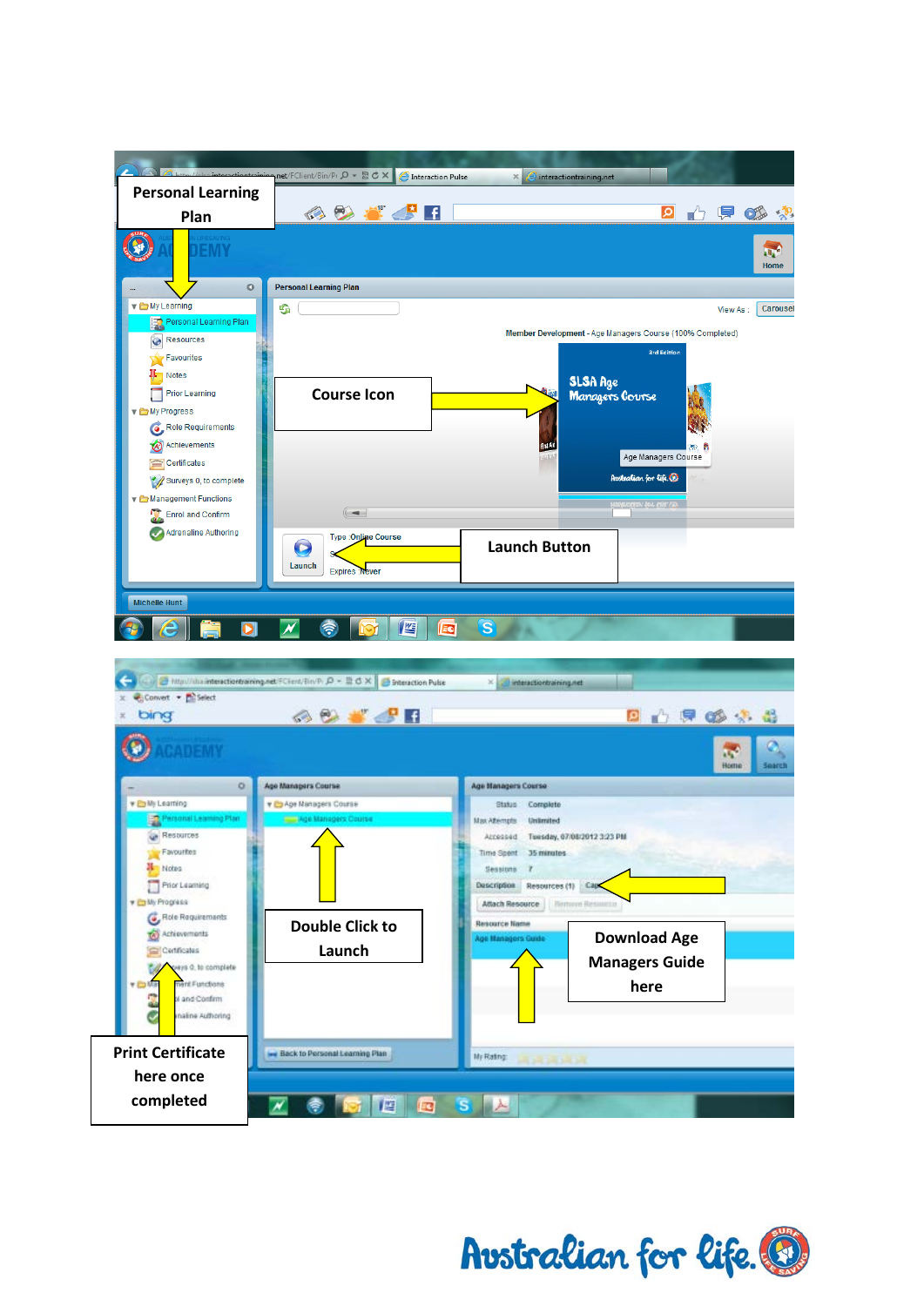Personal Learning Plan

Course Icon

Launch Button

Double Click to Launch

Download Age Managers Guide here

Print Certificate here once completed

Australian for life.